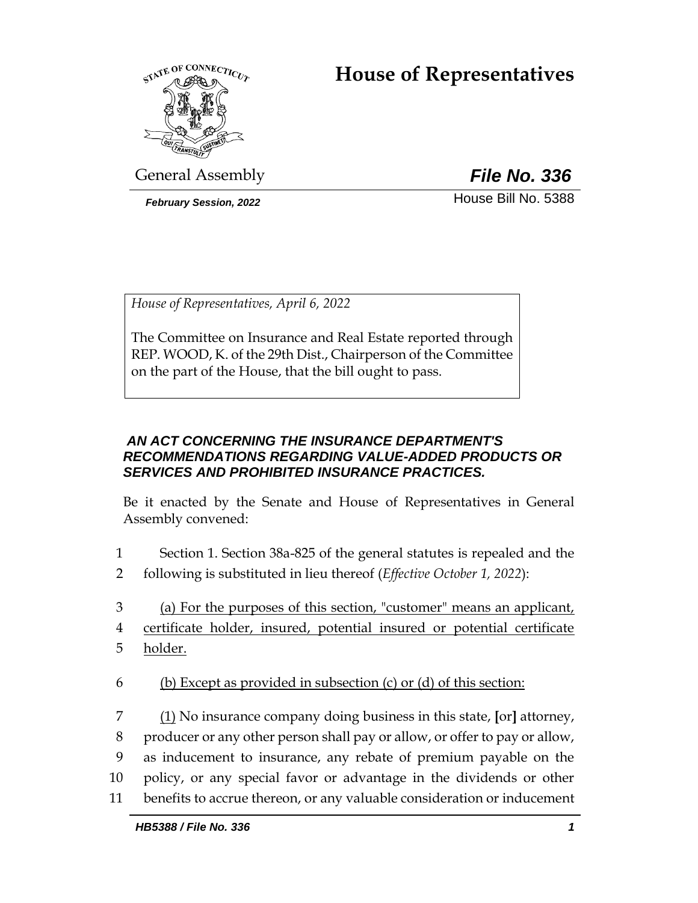# House of Representatives

General Assembly

***File No. 336***

*February Session, 2022*

House Bill No. 5388

*House of Representatives, April 6, 2022*

The Committee on Insurance and Real Estate reported through REP. WOOD, K. of the 29th Dist., Chairperson of the Committee on the part of the House, that the bill ought to pass.

***AN ACT CONCERNING THE INSURANCE DEPARTMENT'S RECOMMENDATIONS REGARDING VALUE-ADDED PRODUCTS OR SERVICES AND PROHIBITED INSURANCE PRACTICES.***

Be it enacted by the Senate and House of Representatives in General Assembly convened:

1 Section 1. Section 38a-825 of the general statutes is repealed and the
2 following is substituted in lieu thereof (*Effective October 1, 2022*):

3 (a) For the purposes of this section, "customer" means an applicant,
4 certificate holder, insured, potential insured or potential certificate
5 holder.

6 (b) Except as provided in subsection (c) or (d) of this section:

7 (1) No insurance company doing business in this state, [or] attorney,
8 producer or any other person shall pay or allow, or offer to pay or allow,
9 as inducement to insurance, any rebate of premium payable on the
10 policy, or any special favor or advantage in the dividends or other
11 benefits to accrue thereon, or any valuable consideration or inducement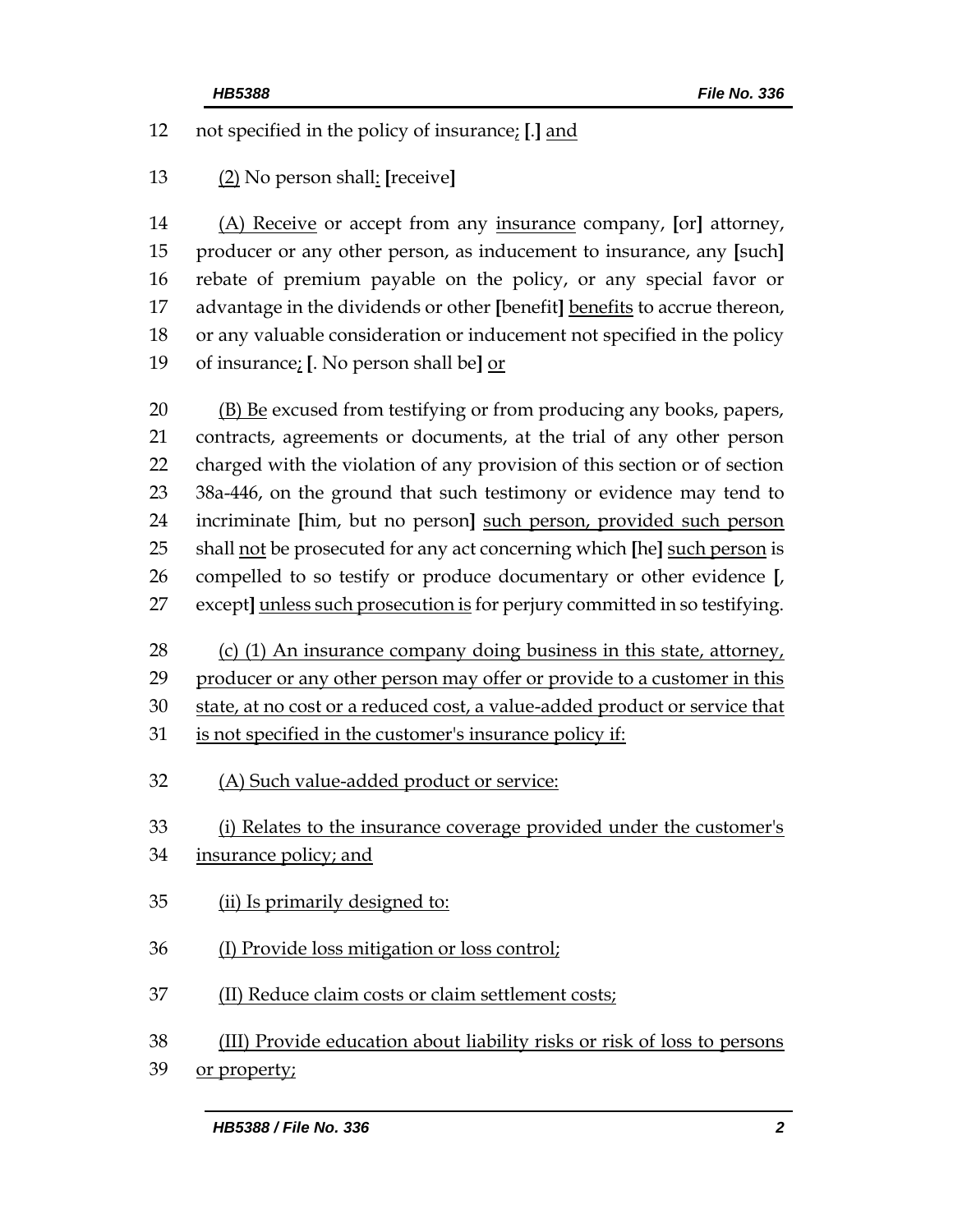12 not specified in the policy of insurance; [.] and

13 (2) No person shall: [receive]

14 (A) Receive or accept from any insurance company, [or] attorney,
15 producer or any other person, as inducement to insurance, any [such]
16 rebate of premium payable on the policy, or any special favor or
17 advantage in the dividends or other [benefit] benefits to accrue thereon,
18 or any valuable consideration or inducement not specified in the policy
19 of insurance; [. No person shall be] or

20 (B) Be excused from testifying or from producing any books, papers,
21 contracts, agreements or documents, at the trial of any other person
22 charged with the violation of any provision of this section or of section
23 38a-446, on the ground that such testimony or evidence may tend to
24 incriminate [him, but no person] such person, provided such person
25 shall not be prosecuted for any act concerning which [he] such person is
26 compelled to so testify or produce documentary or other evidence [,
27 except] unless such prosecution is for perjury committed in so testifying.

28 (c) (1) An insurance company doing business in this state, attorney,
29 producer or any other person may offer or provide to a customer in this
30 state, at no cost or a reduced cost, a value-added product or service that
31 is not specified in the customer's insurance policy if:

32 (A) Such value-added product or service:

33 (i) Relates to the insurance coverage provided under the customer's
34 insurance policy; and

35 (ii) Is primarily designed to:

36 (I) Provide loss mitigation or loss control;

37 (II) Reduce claim costs or claim settlement costs;

38 (III) Provide education about liability risks or risk of loss to persons
39 or property;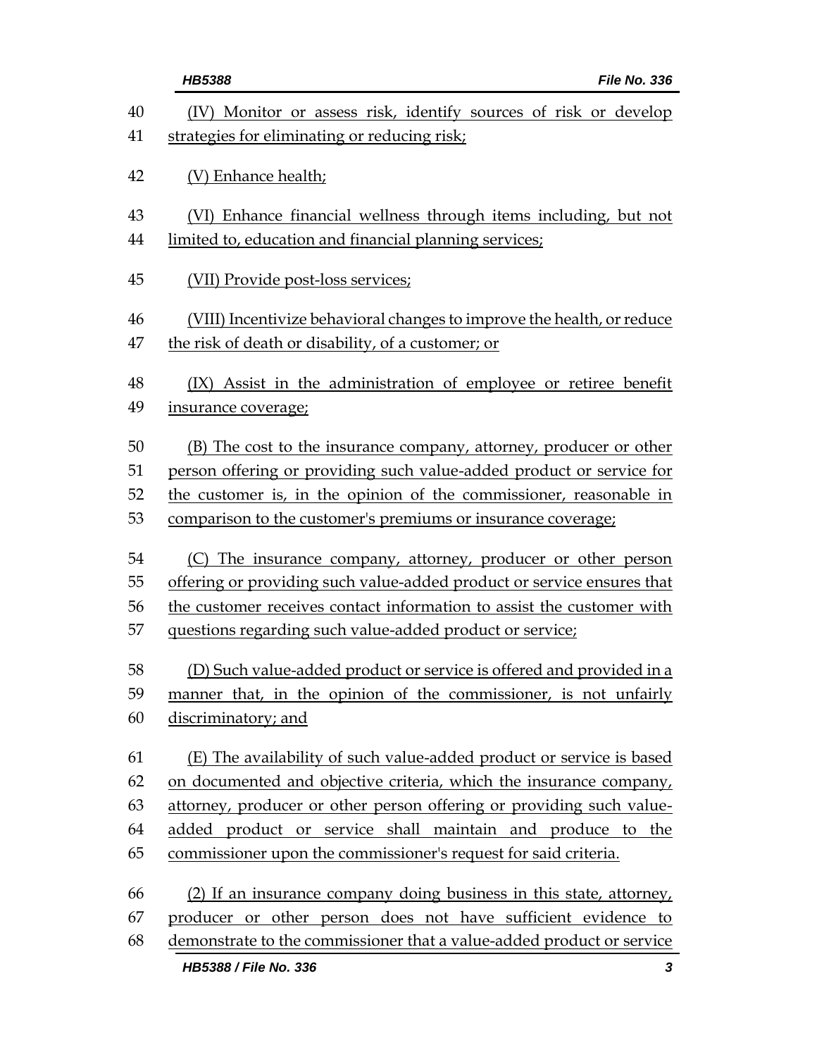(IV) Monitor or assess risk, identify sources of risk or develop strategies for eliminating or reducing risk;

(V) Enhance health;

(VI) Enhance financial wellness through items including, but not limited to, education and financial planning services;

(VII) Provide post-loss services;

(VIII) Incentivize behavioral changes to improve the health, or reduce the risk of death or disability, of a customer; or

(IX) Assist in the administration of employee or retiree benefit insurance coverage;

(B) The cost to the insurance company, attorney, producer or other person offering or providing such value-added product or service for the customer is, in the opinion of the commissioner, reasonable in comparison to the customer's premiums or insurance coverage;

(C) The insurance company, attorney, producer or other person offering or providing such value-added product or service ensures that the customer receives contact information to assist the customer with questions regarding such value-added product or service;

(D) Such value-added product or service is offered and provided in a manner that, in the opinion of the commissioner, is not unfairly discriminatory; and

(E) The availability of such value-added product or service is based on documented and objective criteria, which the insurance company, attorney, producer or other person offering or providing such value-added product or service shall maintain and produce to the commissioner upon the commissioner's request for said criteria.

(2) If an insurance company doing business in this state, attorney, producer or other person does not have sufficient evidence to demonstrate to the commissioner that a value-added product or service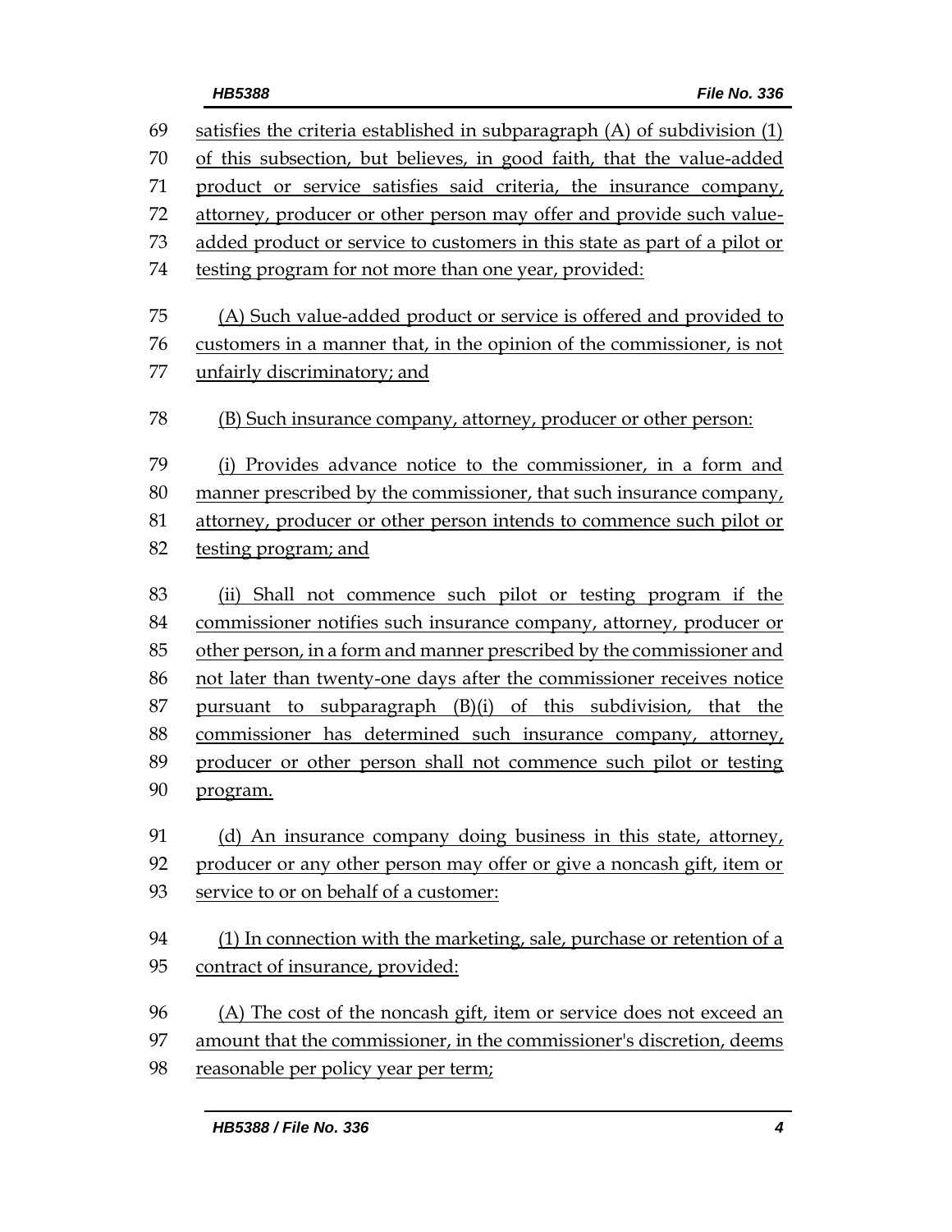satisfies the criteria established in subparagraph (A) of subdivision (1) of this subsection, but believes, in good faith, that the value-added product or service satisfies said criteria, the insurance company, attorney, producer or other person may offer and provide such value-added product or service to customers in this state as part of a pilot or testing program for not more than one year, provided:

(A) Such value-added product or service is offered and provided to customers in a manner that, in the opinion of the commissioner, is not unfairly discriminatory; and

(B) Such insurance company, attorney, producer or other person:

(i) Provides advance notice to the commissioner, in a form and manner prescribed by the commissioner, that such insurance company, attorney, producer or other person intends to commence such pilot or testing program; and

(ii) Shall not commence such pilot or testing program if the commissioner notifies such insurance company, attorney, producer or other person, in a form and manner prescribed by the commissioner and not later than twenty-one days after the commissioner receives notice pursuant to subparagraph (B)(i) of this subdivision, that the commissioner has determined such insurance company, attorney, producer or other person shall not commence such pilot or testing program.

(d) An insurance company doing business in this state, attorney, producer or any other person may offer or give a noncash gift, item or service to or on behalf of a customer:

(1) In connection with the marketing, sale, purchase or retention of a contract of insurance, provided:

(A) The cost of the noncash gift, item or service does not exceed an amount that the commissioner, in the commissioner's discretion, deems reasonable per policy year per term;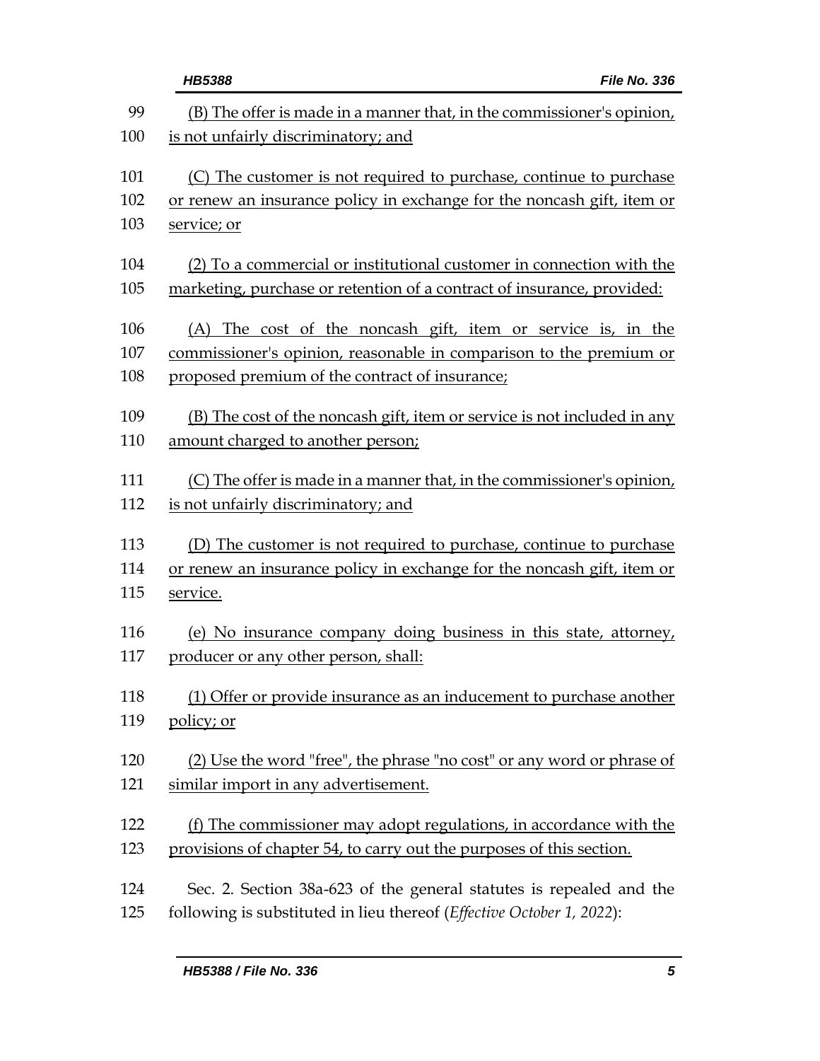(B) The offer is made in a manner that, in the commissioner's opinion, is not unfairly discriminatory; and

(C) The customer is not required to purchase, continue to purchase or renew an insurance policy in exchange for the noncash gift, item or service; or

(2) To a commercial or institutional customer in connection with the marketing, purchase or retention of a contract of insurance, provided:

(A) The cost of the noncash gift, item or service is, in the commissioner's opinion, reasonable in comparison to the premium or proposed premium of the contract of insurance;

(B) The cost of the noncash gift, item or service is not included in any amount charged to another person;

(C) The offer is made in a manner that, in the commissioner's opinion, is not unfairly discriminatory; and

(D) The customer is not required to purchase, continue to purchase or renew an insurance policy in exchange for the noncash gift, item or service.

(e) No insurance company doing business in this state, attorney, producer or any other person, shall:

(1) Offer or provide insurance as an inducement to purchase another policy; or

(2) Use the word "free", the phrase "no cost" or any word or phrase of similar import in any advertisement.

(f) The commissioner may adopt regulations, in accordance with the provisions of chapter 54, to carry out the purposes of this section.

Sec. 2. Section 38a-623 of the general statutes is repealed and the following is substituted in lieu thereof (*Effective October 1, 2022*):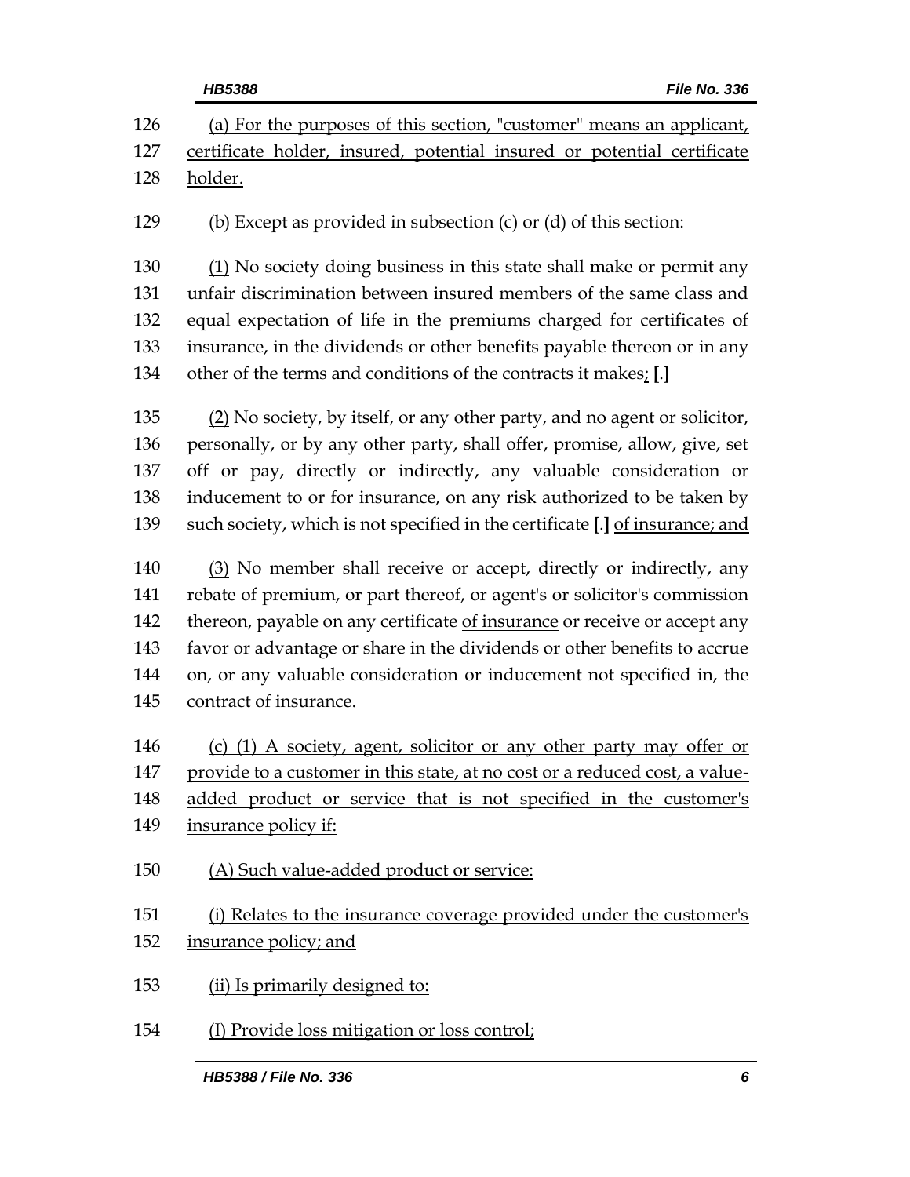(a) For the purposes of this section, "customer" means an applicant, certificate holder, insured, potential insured or potential certificate holder.

(b) Except as provided in subsection (c) or (d) of this section:

(1) No society doing business in this state shall make or permit any unfair discrimination between insured members of the same class and equal expectation of life in the premiums charged for certificates of insurance, in the dividends or other benefits payable thereon or in any other of the terms and conditions of the contracts it makes; [.]

(2) No society, by itself, or any other party, and no agent or solicitor, personally, or by any other party, shall offer, promise, allow, give, set off or pay, directly or indirectly, any valuable consideration or inducement to or for insurance, on any risk authorized to be taken by such society, which is not specified in the certificate [.] of insurance; and

(3) No member shall receive or accept, directly or indirectly, any rebate of premium, or part thereof, or agent's or solicitor's commission thereon, payable on any certificate of insurance or receive or accept any favor or advantage or share in the dividends or other benefits to accrue on, or any valuable consideration or inducement not specified in, the contract of insurance.

(c) (1) A society, agent, solicitor or any other party may offer or provide to a customer in this state, at no cost or a reduced cost, a value-added product or service that is not specified in the customer's insurance policy if:

(A) Such value-added product or service:

(i) Relates to the insurance coverage provided under the customer's insurance policy; and

(ii) Is primarily designed to:

(I) Provide loss mitigation or loss control;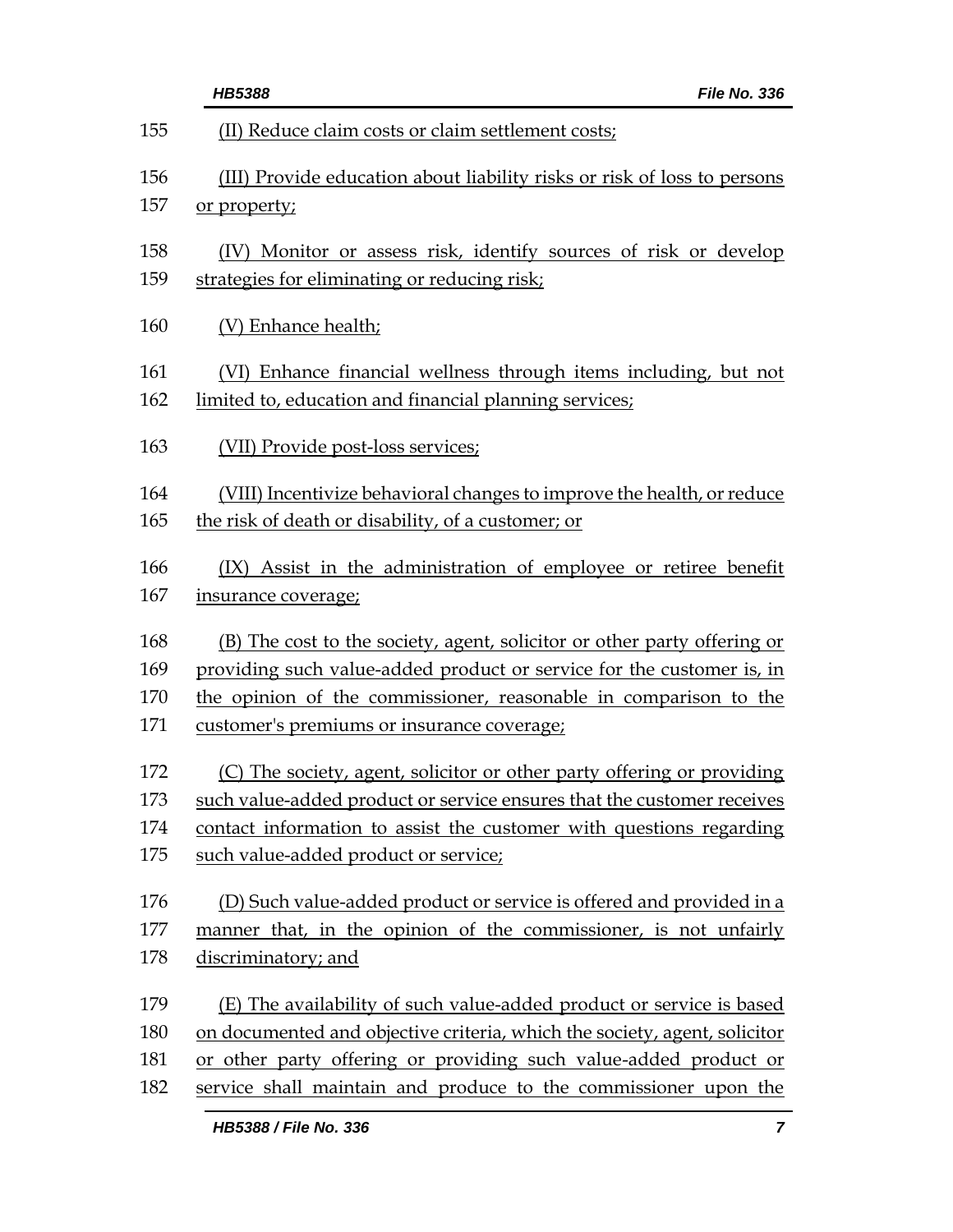(II) Reduce claim costs or claim settlement costs;

(III) Provide education about liability risks or risk of loss to persons or property;

(IV) Monitor or assess risk, identify sources of risk or develop strategies for eliminating or reducing risk;

(V) Enhance health;

(VI) Enhance financial wellness through items including, but not limited to, education and financial planning services;

(VII) Provide post-loss services;

(VIII) Incentivize behavioral changes to improve the health, or reduce the risk of death or disability, of a customer; or

(IX) Assist in the administration of employee or retiree benefit insurance coverage;

(B) The cost to the society, agent, solicitor or other party offering or providing such value-added product or service for the customer is, in the opinion of the commissioner, reasonable in comparison to the customer's premiums or insurance coverage;

(C) The society, agent, solicitor or other party offering or providing such value-added product or service ensures that the customer receives contact information to assist the customer with questions regarding such value-added product or service;

(D) Such value-added product or service is offered and provided in a manner that, in the opinion of the commissioner, is not unfairly discriminatory; and

(E) The availability of such value-added product or service is based on documented and objective criteria, which the society, agent, solicitor or other party offering or providing such value-added product or service shall maintain and produce to the commissioner upon the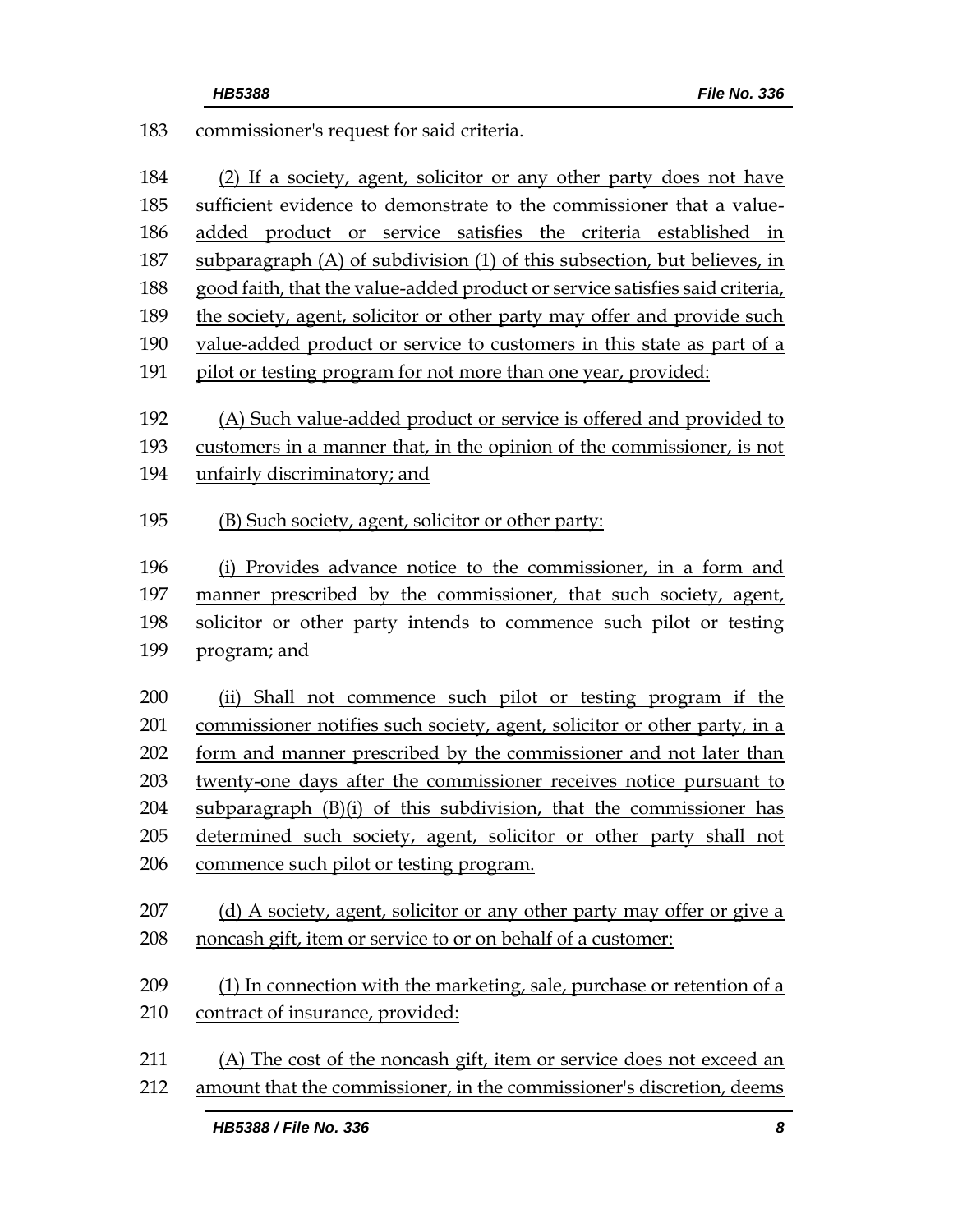commissioner's request for said criteria.

(2) If a society, agent, solicitor or any other party does not have sufficient evidence to demonstrate to the commissioner that a value-added product or service satisfies the criteria established in subparagraph (A) of subdivision (1) of this subsection, but believes, in good faith, that the value-added product or service satisfies said criteria, the society, agent, solicitor or other party may offer and provide such value-added product or service to customers in this state as part of a pilot or testing program for not more than one year, provided:

(A) Such value-added product or service is offered and provided to customers in a manner that, in the opinion of the commissioner, is not unfairly discriminatory; and

(B) Such society, agent, solicitor or other party:

(i) Provides advance notice to the commissioner, in a form and manner prescribed by the commissioner, that such society, agent, solicitor or other party intends to commence such pilot or testing program; and

(ii) Shall not commence such pilot or testing program if the commissioner notifies such society, agent, solicitor or other party, in a form and manner prescribed by the commissioner and not later than twenty-one days after the commissioner receives notice pursuant to subparagraph (B)(i) of this subdivision, that the commissioner has determined such society, agent, solicitor or other party shall not commence such pilot or testing program.

(d) A society, agent, solicitor or any other party may offer or give a noncash gift, item or service to or on behalf of a customer:

(1) In connection with the marketing, sale, purchase or retention of a contract of insurance, provided:

(A) The cost of the noncash gift, item or service does not exceed an amount that the commissioner, in the commissioner's discretion, deems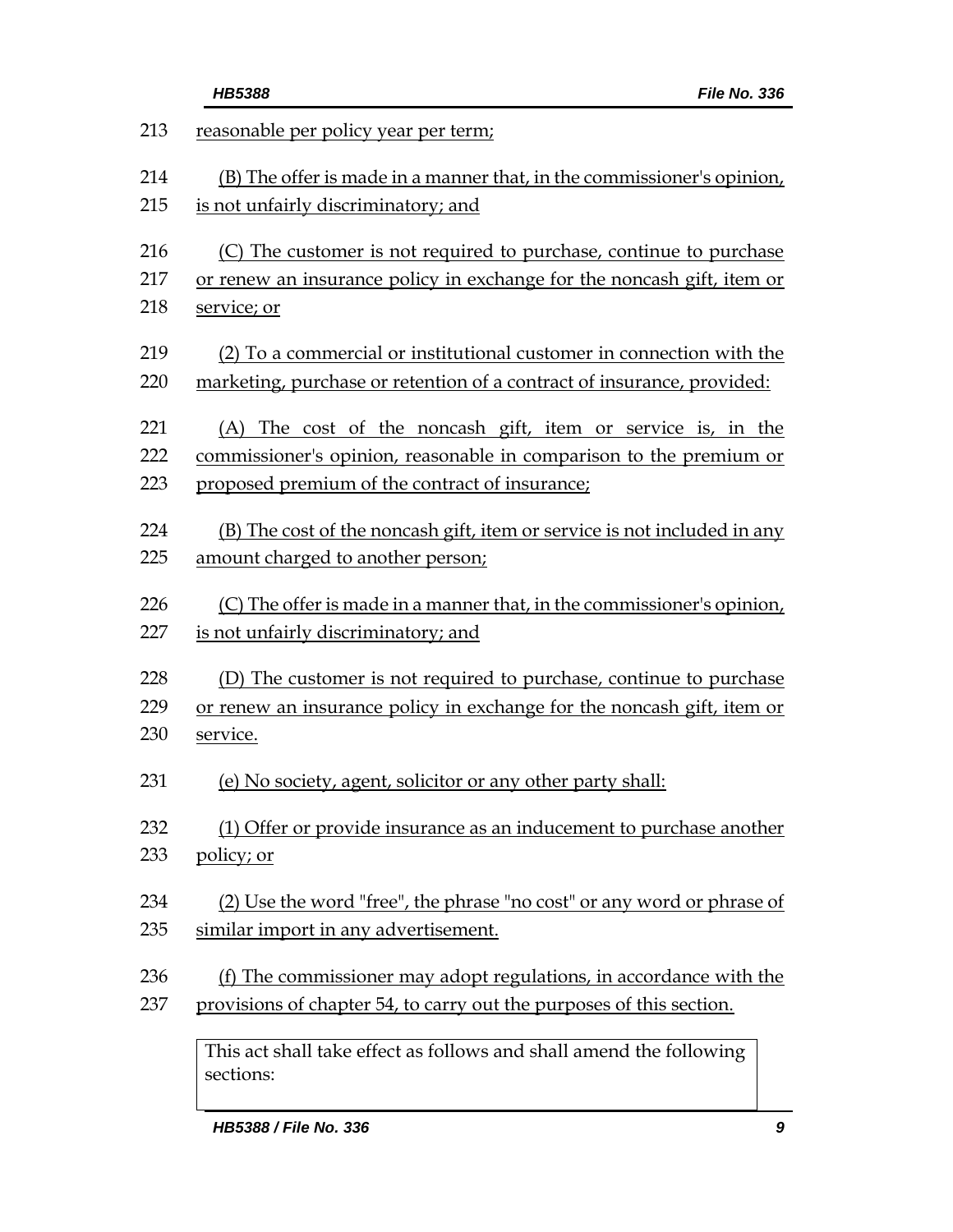reasonable per policy year per term;

(B) The offer is made in a manner that, in the commissioner's opinion, is not unfairly discriminatory; and

(C) The customer is not required to purchase, continue to purchase or renew an insurance policy in exchange for the noncash gift, item or service; or

(2) To a commercial or institutional customer in connection with the marketing, purchase or retention of a contract of insurance, provided:

(A) The cost of the noncash gift, item or service is, in the commissioner's opinion, reasonable in comparison to the premium or proposed premium of the contract of insurance;

(B) The cost of the noncash gift, item or service is not included in any amount charged to another person;

(C) The offer is made in a manner that, in the commissioner's opinion, is not unfairly discriminatory; and

(D) The customer is not required to purchase, continue to purchase or renew an insurance policy in exchange for the noncash gift, item or service.

(e) No society, agent, solicitor or any other party shall:

(1) Offer or provide insurance as an inducement to purchase another policy; or

(2) Use the word "free", the phrase "no cost" or any word or phrase of similar import in any advertisement.

(f) The commissioner may adopt regulations, in accordance with the provisions of chapter 54, to carry out the purposes of this section.

| This act shall take effect as follows and shall amend the following sections: |
|---|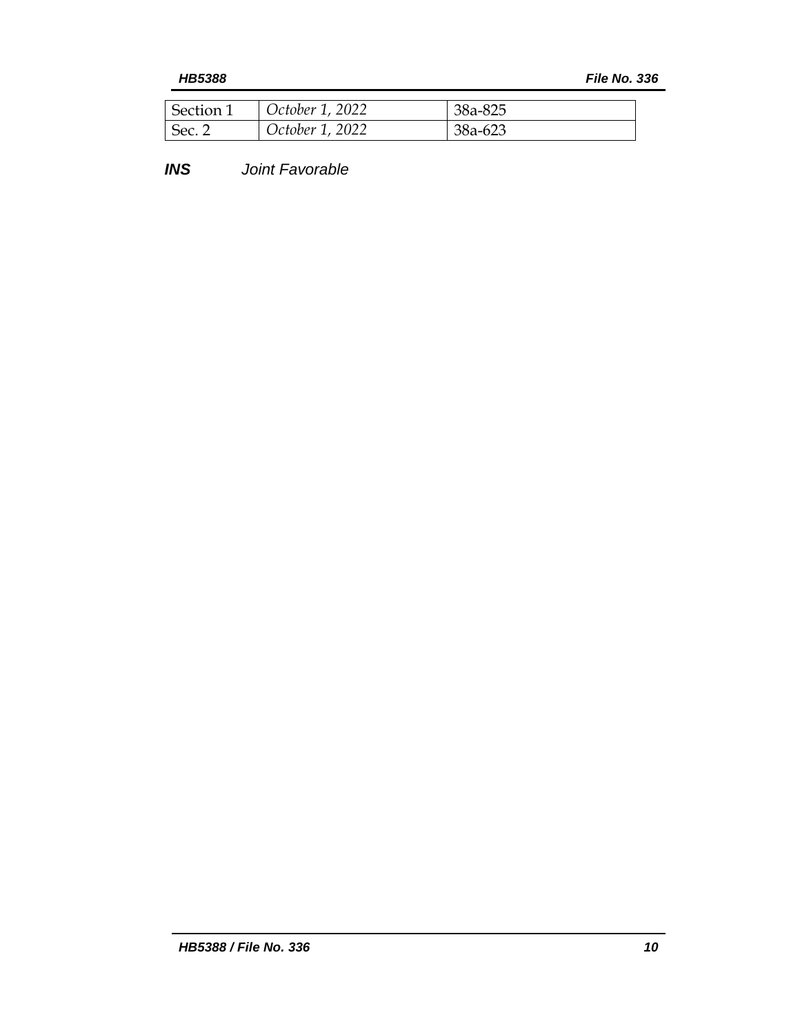| Section 1 | *October 1, 2022* | 38a-825 |
| --- | --- | --- |
| Sec. 2 | *October 1, 2022* | 38a-623 |

***INS*** *Joint Favorable*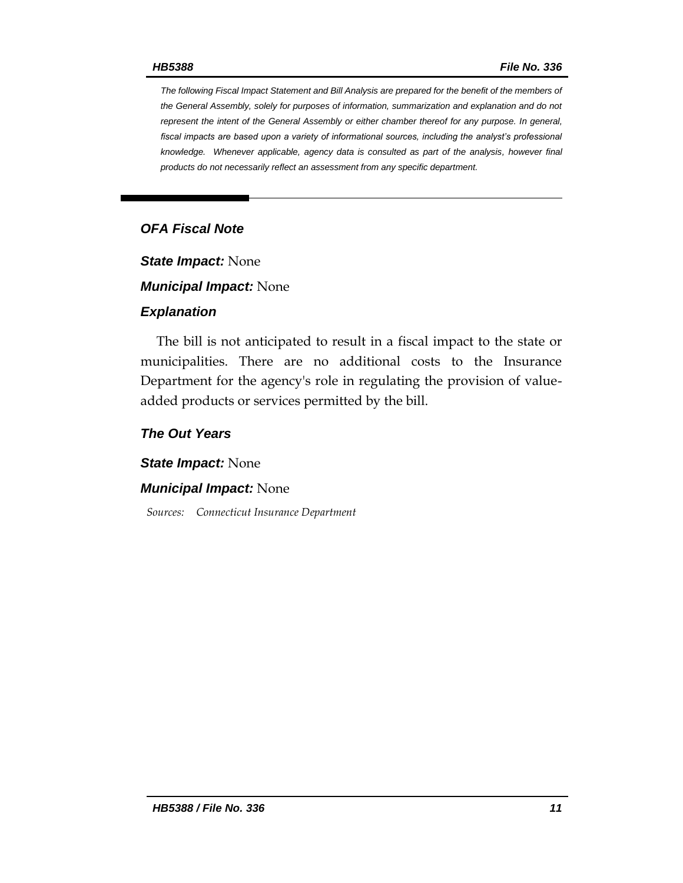*The following Fiscal Impact Statement and Bill Analysis are prepared for the benefit of the members of the General Assembly, solely for purposes of information, summarization and explanation and do not represent the intent of the General Assembly or either chamber thereof for any purpose. In general, fiscal impacts are based upon a variety of informational sources, including the analyst's professional knowledge. Whenever applicable, agency data is consulted as part of the analysis, however final products do not necessarily reflect an assessment from any specific department.*

## *OFA Fiscal Note*

***State Impact:*** None

***Municipal Impact:*** None

### *Explanation*

The bill is not anticipated to result in a fiscal impact to the state or municipalities. There are no additional costs to the Insurance Department for the agency's role in regulating the provision of value-added products or services permitted by the bill.

### *The Out Years*

***State Impact:*** None

***Municipal Impact:*** None

*Sources: Connecticut Insurance Department*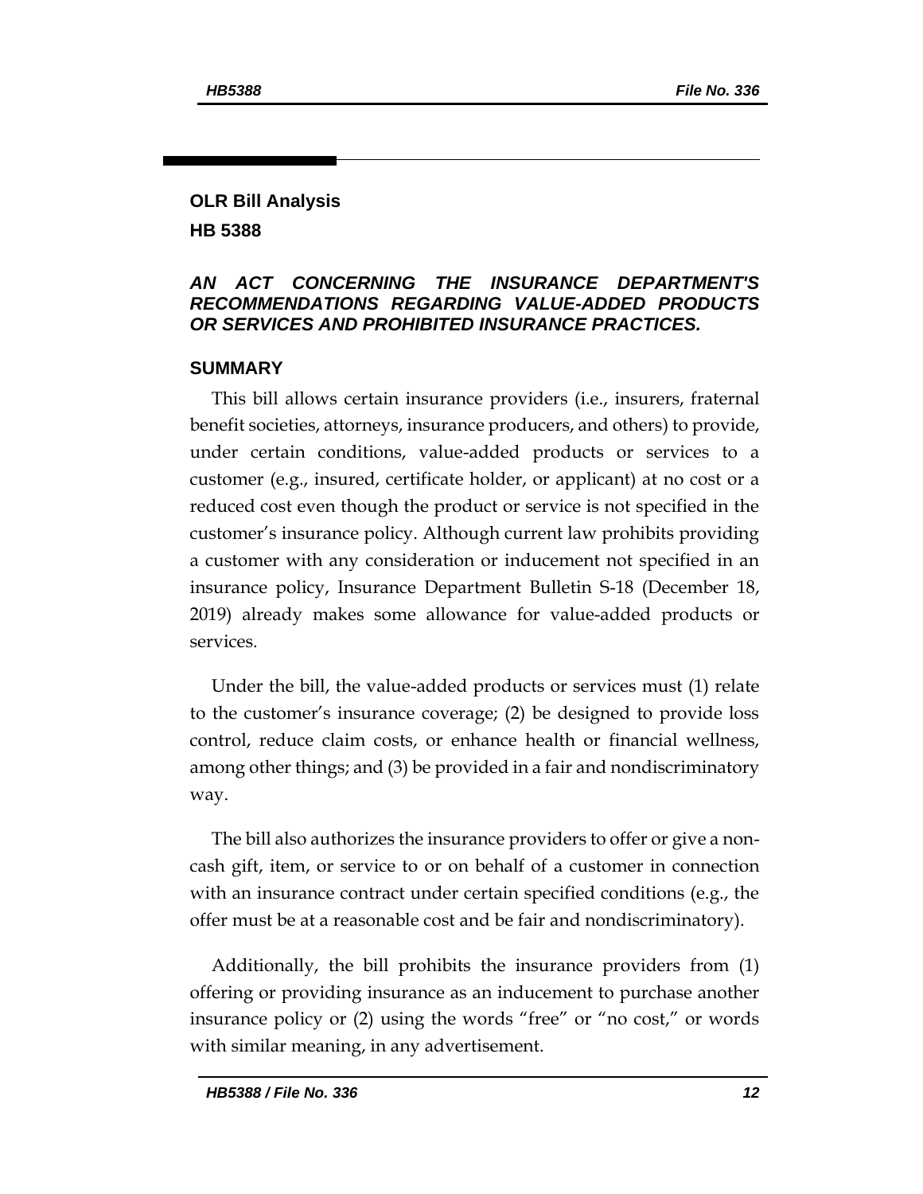## OLR Bill Analysis

## HB 5388

### *AN ACT CONCERNING THE INSURANCE DEPARTMENT'S RECOMMENDATIONS REGARDING VALUE-ADDED PRODUCTS OR SERVICES AND PROHIBITED INSURANCE PRACTICES.*

### SUMMARY

This bill allows certain insurance providers (i.e., insurers, fraternal benefit societies, attorneys, insurance producers, and others) to provide, under certain conditions, value-added products or services to a customer (e.g., insured, certificate holder, or applicant) at no cost or a reduced cost even though the product or service is not specified in the customer's insurance policy. Although current law prohibits providing a customer with any consideration or inducement not specified in an insurance policy, Insurance Department Bulletin S-18 (December 18, 2019) already makes some allowance for value-added products or services.

Under the bill, the value-added products or services must (1) relate to the customer's insurance coverage; (2) be designed to provide loss control, reduce claim costs, or enhance health or financial wellness, among other things; and (3) be provided in a fair and nondiscriminatory way.

The bill also authorizes the insurance providers to offer or give a non-cash gift, item, or service to or on behalf of a customer in connection with an insurance contract under certain specified conditions (e.g., the offer must be at a reasonable cost and be fair and nondiscriminatory).

Additionally, the bill prohibits the insurance providers from (1) offering or providing insurance as an inducement to purchase another insurance policy or (2) using the words "free" or "no cost," or words with similar meaning, in any advertisement.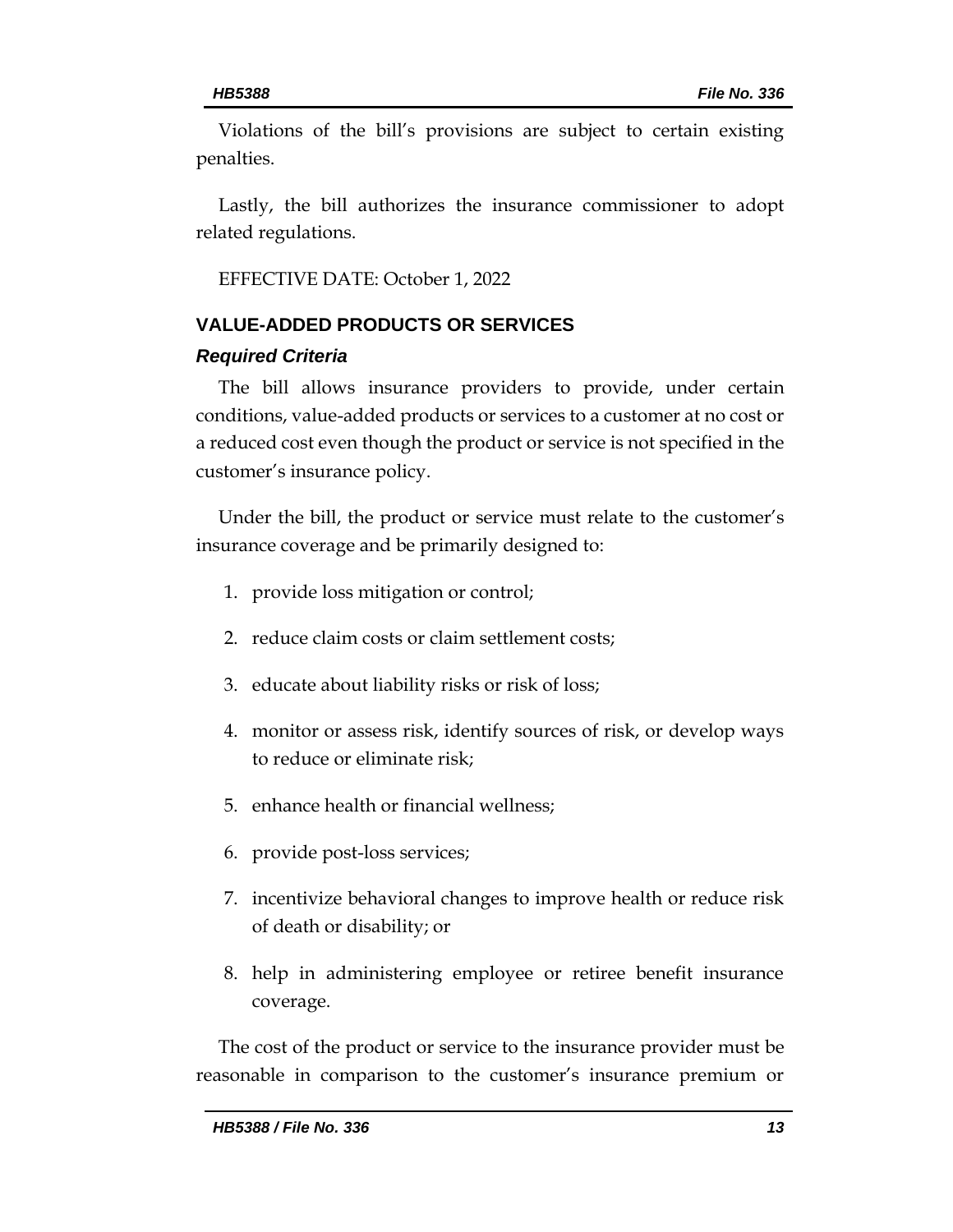Violations of the bill's provisions are subject to certain existing penalties.

Lastly, the bill authorizes the insurance commissioner to adopt related regulations.

EFFECTIVE DATE: October 1, 2022

## VALUE-ADDED PRODUCTS OR SERVICES

### *Required Criteria*

The bill allows insurance providers to provide, under certain conditions, value-added products or services to a customer at no cost or a reduced cost even though the product or service is not specified in the customer's insurance policy.

Under the bill, the product or service must relate to the customer's insurance coverage and be primarily designed to:

1. provide loss mitigation or control;
2. reduce claim costs or claim settlement costs;
3. educate about liability risks or risk of loss;
4. monitor or assess risk, identify sources of risk, or develop ways to reduce or eliminate risk;
5. enhance health or financial wellness;
6. provide post-loss services;
7. incentivize behavioral changes to improve health or reduce risk of death or disability; or
8. help in administering employee or retiree benefit insurance coverage.

The cost of the product or service to the insurance provider must be reasonable in comparison to the customer's insurance premium or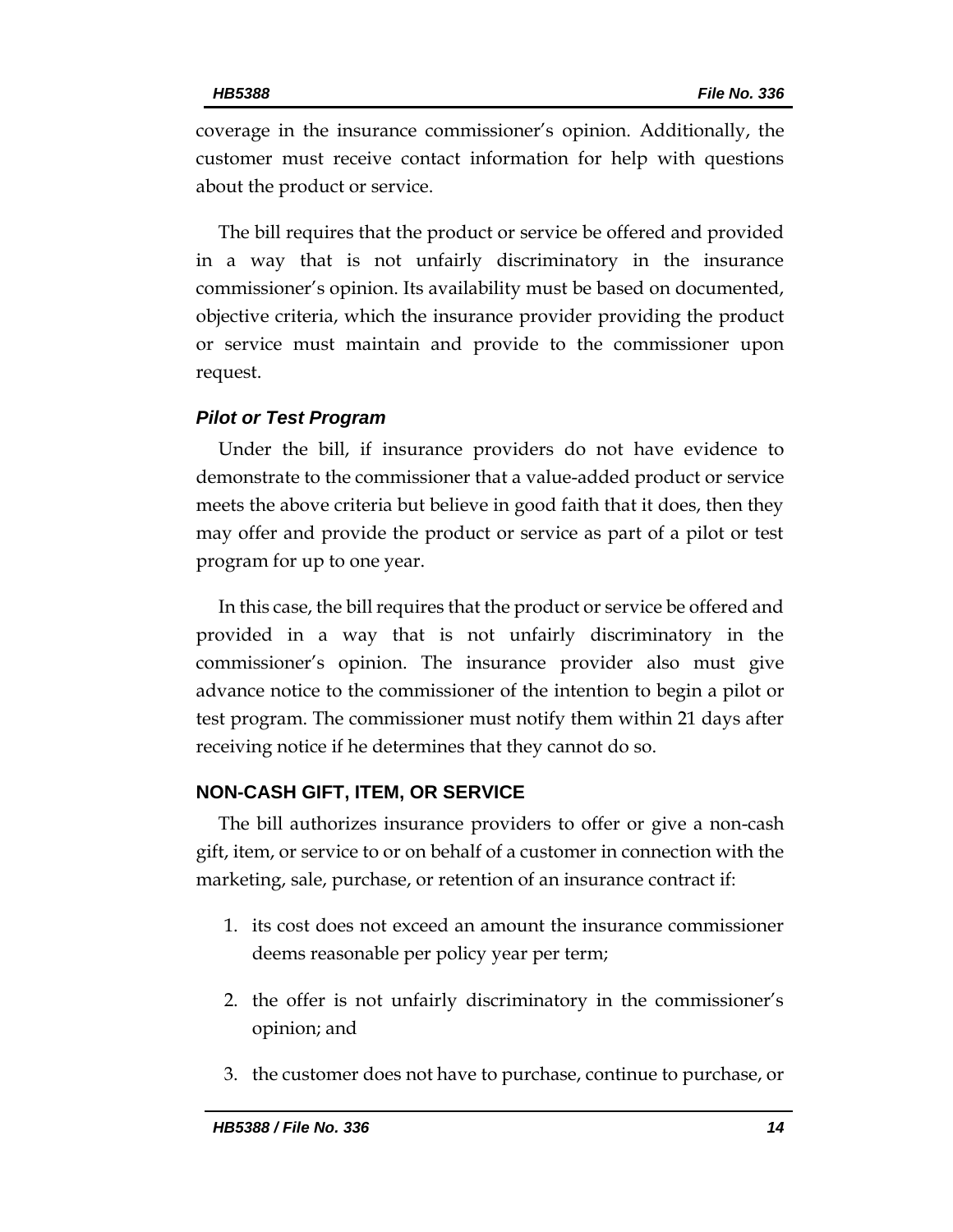coverage in the insurance commissioner's opinion. Additionally, the customer must receive contact information for help with questions about the product or service.

The bill requires that the product or service be offered and provided in a way that is not unfairly discriminatory in the insurance commissioner's opinion. Its availability must be based on documented, objective criteria, which the insurance provider providing the product or service must maintain and provide to the commissioner upon request.

### *Pilot or Test Program*

Under the bill, if insurance providers do not have evidence to demonstrate to the commissioner that a value-added product or service meets the above criteria but believe in good faith that it does, then they may offer and provide the product or service as part of a pilot or test program for up to one year.

In this case, the bill requires that the product or service be offered and provided in a way that is not unfairly discriminatory in the commissioner's opinion. The insurance provider also must give advance notice to the commissioner of the intention to begin a pilot or test program. The commissioner must notify them within 21 days after receiving notice if he determines that they cannot do so.

## NON-CASH GIFT, ITEM, OR SERVICE

The bill authorizes insurance providers to offer or give a non-cash gift, item, or service to or on behalf of a customer in connection with the marketing, sale, purchase, or retention of an insurance contract if:

1. its cost does not exceed an amount the insurance commissioner deems reasonable per policy year per term;
2. the offer is not unfairly discriminatory in the commissioner's opinion; and
3. the customer does not have to purchase, continue to purchase, or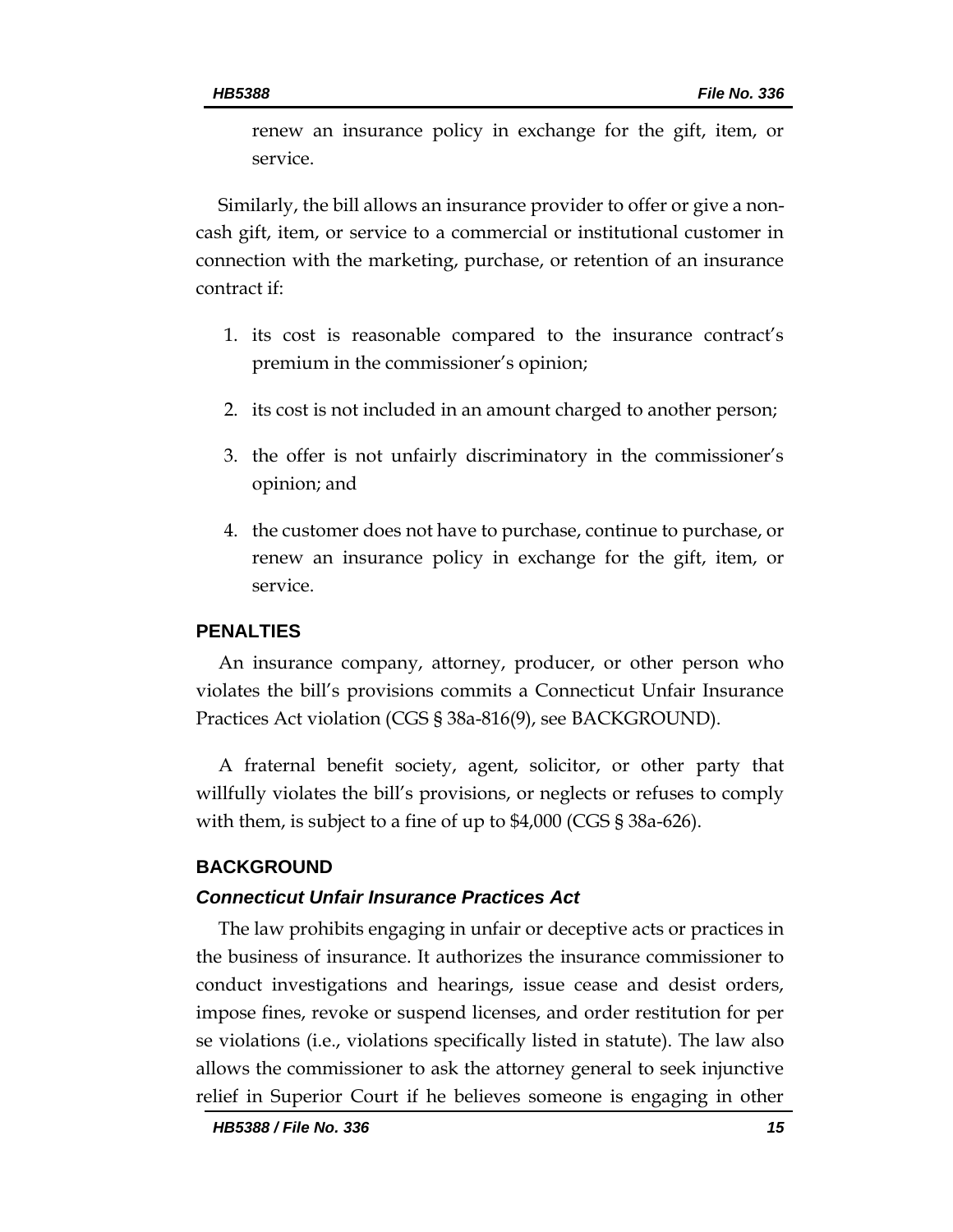renew an insurance policy in exchange for the gift, item, or service.

Similarly, the bill allows an insurance provider to offer or give a non-cash gift, item, or service to a commercial or institutional customer in connection with the marketing, purchase, or retention of an insurance contract if:

1. its cost is reasonable compared to the insurance contract's premium in the commissioner's opinion;
2. its cost is not included in an amount charged to another person;
3. the offer is not unfairly discriminatory in the commissioner's opinion; and
4. the customer does not have to purchase, continue to purchase, or renew an insurance policy in exchange for the gift, item, or service.

## PENALTIES

An insurance company, attorney, producer, or other person who violates the bill's provisions commits a Connecticut Unfair Insurance Practices Act violation (CGS § 38a-816(9), see BACKGROUND).

A fraternal benefit society, agent, solicitor, or other party that willfully violates the bill's provisions, or neglects or refuses to comply with them, is subject to a fine of up to $4,000 (CGS § 38a-626).

## BACKGROUND

### *Connecticut Unfair Insurance Practices Act*

The law prohibits engaging in unfair or deceptive acts or practices in the business of insurance. It authorizes the insurance commissioner to conduct investigations and hearings, issue cease and desist orders, impose fines, revoke or suspend licenses, and order restitution for per se violations (i.e., violations specifically listed in statute). The law also allows the commissioner to ask the attorney general to seek injunctive relief in Superior Court if he believes someone is engaging in other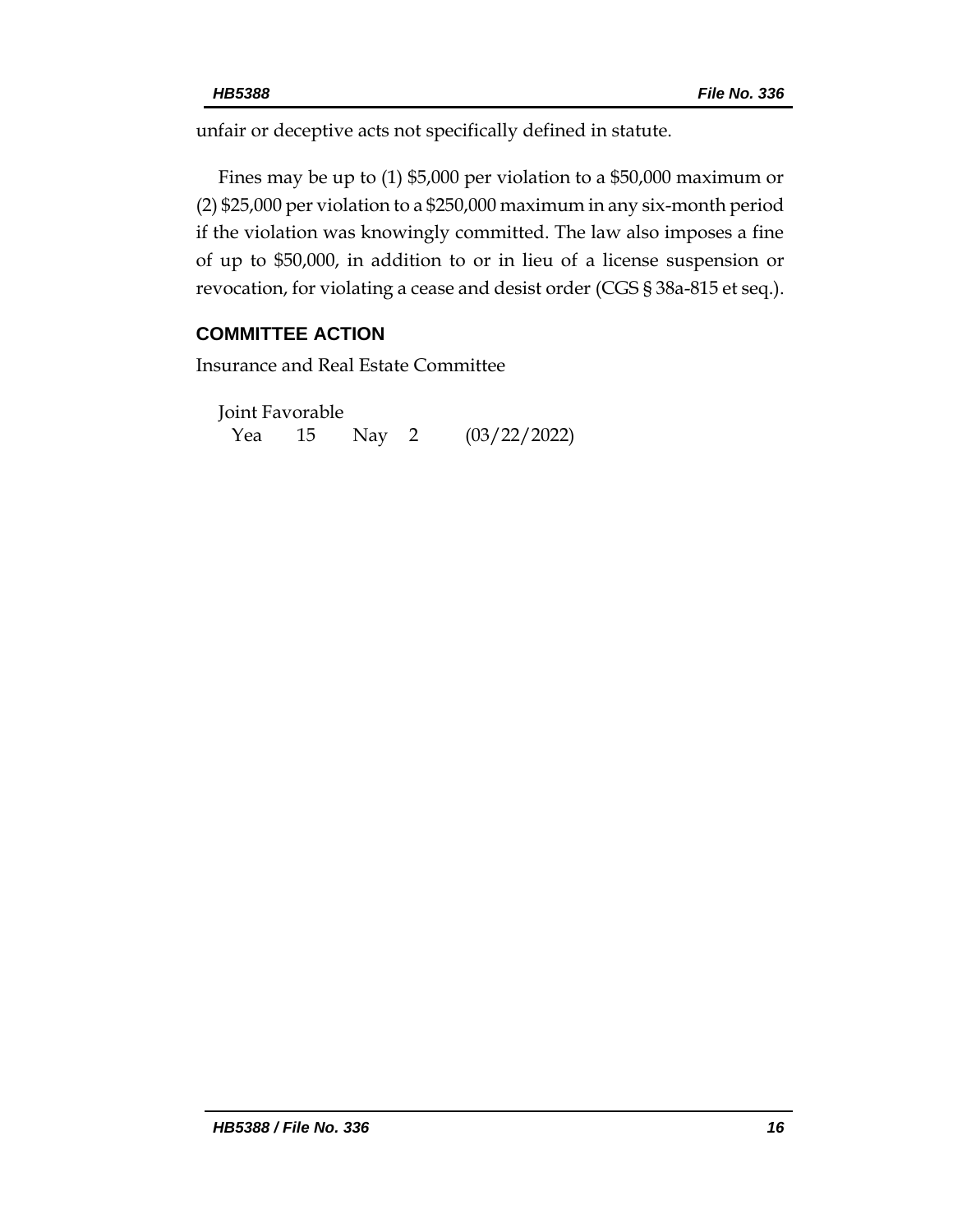unfair or deceptive acts not specifically defined in statute.

Fines may be up to (1) $5,000 per violation to a $50,000 maximum or (2) $25,000 per violation to a $250,000 maximum in any six-month period if the violation was knowingly committed. The law also imposes a fine of up to $50,000, in addition to or in lieu of a license suspension or revocation, for violating a cease and desist order (CGS § 38a-815 et seq.).

## COMMITTEE ACTION

Insurance and Real Estate Committee

Joint Favorable
Yea 15 Nay 2 (03/22/2022)